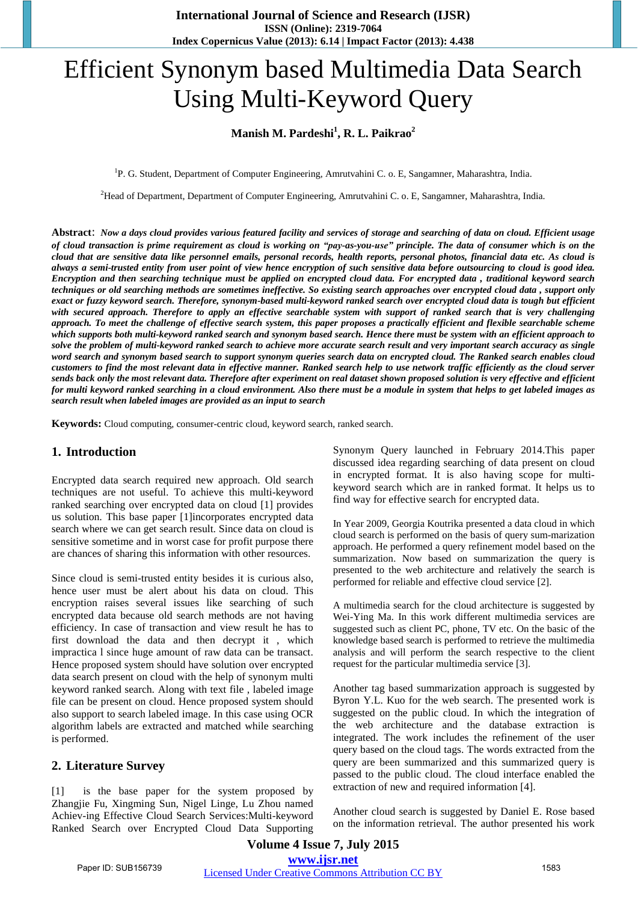# Efficient Synonym based Multimedia Data Search Using Multi-Keyword Query

**Manish M. Pardeshi[1], R. L. Paikrao[2]**

[1]P. G. Student, Department of Computer Engineering, Amrutvahini C. o. E, Sangamner, Maharashtra, India.

[2]Head of Department, Department of Computer Engineering, Amrutvahini C. o. E, Sangamner, Maharashtra, India.

**Abstract**: *Now a days cloud provides various featured facility and services of storage and searching of data on cloud. Efficient usage of cloud transaction is prime requirement as cloud is working on "pay-as-you-use" principle. The data of consumer which is on the cloud that are sensitive data like personnel emails, personal records, health reports, personal photos, financial data etc. As cloud is always a semi-trusted entity from user point of view hence encryption of such sensitive data before outsourcing to cloud is good idea. Encryption and then searching technique must be applied on encrypted cloud data. For encrypted data , traditional keyword search techniques or old searching methods are sometimes ineffective. So existing search approaches over encrypted cloud data , support only exact or fuzzy keyword search. Therefore, synonym-based multi-keyword ranked search over encrypted cloud data is tough but efficient with secured approach. Therefore to apply an effective searchable system with support of ranked search that is very challenging approach. To meet the challenge of effective search system, this paper proposes a practically efficient and flexible searchable scheme which supports both multi-keyword ranked search and synonym based search. Hence there must be system with an efficient approach to solve the problem of multi-keyword ranked search to achieve more accurate search result and very important search accuracy as single word search and synonym based search to support synonym queries search data on encrypted cloud. The Ranked search enables cloud customers to find the most relevant data in effective manner. Ranked search help to use network traffic efficiently as the cloud server sends back only the most relevant data. Therefore after experiment on real dataset shown proposed solution is very effective and efficient for multi keyword ranked searching in a cloud environment. Also there must be a module in system that helps to get labeled images as search result when labeled images are provided as an input to search*

**Keywords:** Cloud computing, consumer-centric cloud, keyword search, ranked search.

## 1. Introduction

Encrypted data search required new approach. Old search techniques are not useful. To achieve this multi-keyword ranked searching over encrypted data on cloud [1] provides us solution. This base paper [1]incorporates encrypted data search where we can get search result. Since data on cloud is sensitive sometime and in worst case for profit purpose there are chances of sharing this information with other resources.

Since cloud is semi-trusted entity besides it is curious also, hence user must be alert about his data on cloud. This encryption raises several issues like searching of such encrypted data because old search methods are not having efficiency. In case of transaction and view result he has to first download the data and then decrypt it , which impractica l since huge amount of raw data can be transact. Hence proposed system should have solution over encrypted data search present on cloud with the help of synonym multi keyword ranked search. Along with text file , labeled image file can be present on cloud. Hence proposed system should also support to search labeled image. In this case using OCR algorithm labels are extracted and matched while searching is performed.

## 2. Literature Survey

[1] is the base paper for the system proposed by Zhangjie Fu, Xingming Sun, Nigel Linge, Lu Zhou named Achiev-ing Effective Cloud Search Services:Multi-keyword Ranked Search over Encrypted Cloud Data Supporting Synonym Query launched in February 2014.This paper discussed idea regarding searching of data present on cloud in encrypted format. It is also having scope for multi-keyword search which are in ranked format. It helps us to find way for effective search for encrypted data.

In Year 2009, Georgia Koutrika presented a data cloud in which cloud search is performed on the basis of query sum-marization approach. He performed a query refinement model based on the summarization. Now based on summarization the query is presented to the web architecture and relatively the search is performed for reliable and effective cloud service [2].

A multimedia search for the cloud architecture is suggested by Wei-Ying Ma. In this work different multimedia services are suggested such as client PC, phone, TV etc. On the basic of the knowledge based search is performed to retrieve the multimedia analysis and will perform the search respective to the client request for the particular multimedia service [3].

Another tag based summarization approach is suggested by Byron Y.L. Kuo for the web search. The presented work is suggested on the public cloud. In which the integration of the web architecture and the database extraction is integrated. The work includes the refinement of the user query based on the cloud tags. The words extracted from the query are been summarized and this summarized query is passed to the public cloud. The cloud interface enabled the extraction of new and required information [4].

Another cloud search is suggested by Daniel E. Rose based on the information retrieval. The author presented his work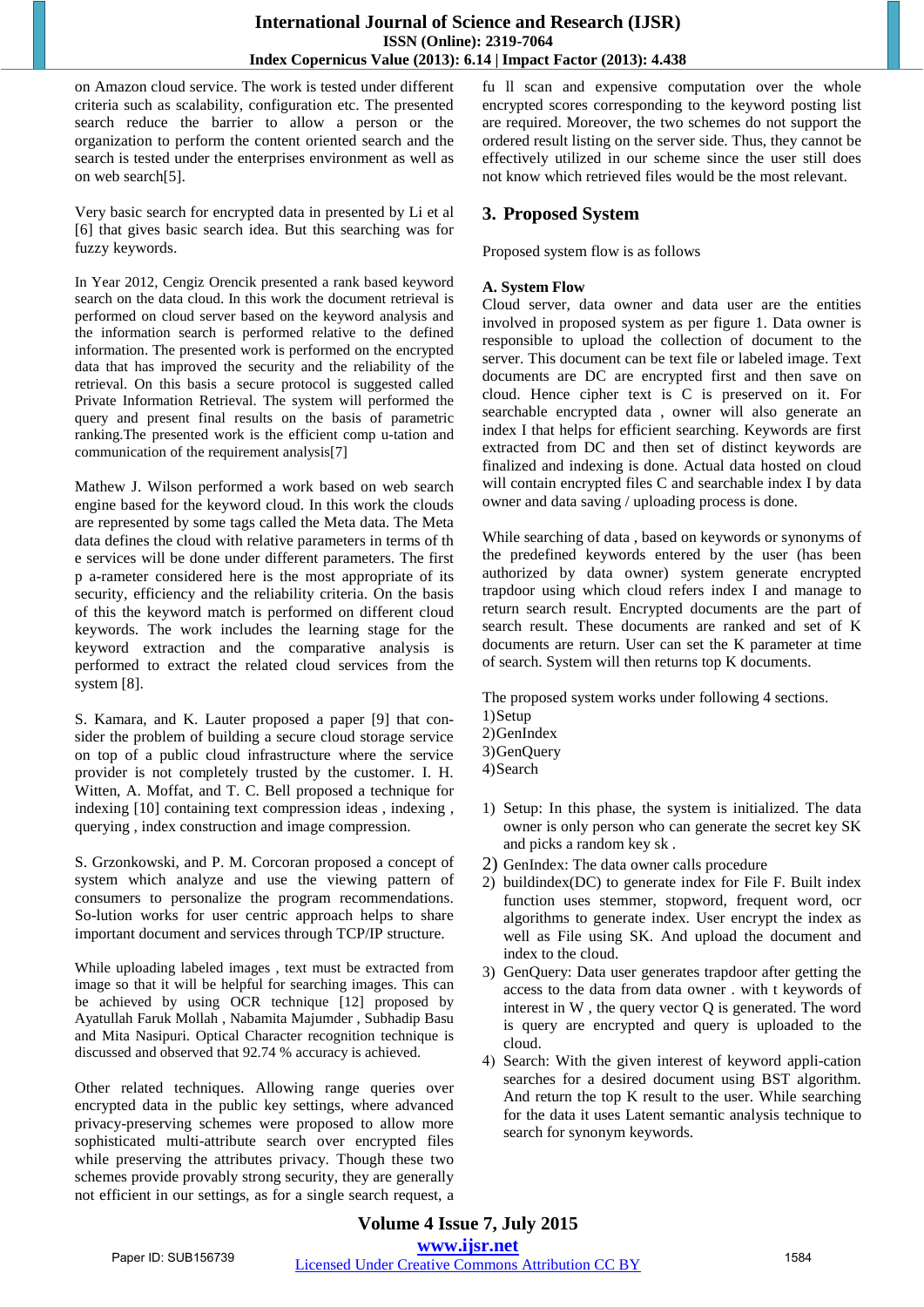on Amazon cloud service. The work is tested under different criteria such as scalability, configuration etc. The presented search reduce the barrier to allow a person or the organization to perform the content oriented search and the search is tested under the enterprises environment as well as on web search[5].

Very basic search for encrypted data in presented by Li et al [6] that gives basic search idea. But this searching was for fuzzy keywords.

In Year 2012, Cengiz Orencik presented a rank based keyword search on the data cloud. In this work the document retrieval is performed on cloud server based on the keyword analysis and the information search is performed relative to the defined information. The presented work is performed on the encrypted data that has improved the security and the reliability of the retrieval. On this basis a secure protocol is suggested called Private Information Retrieval. The system will performed the query and present final results on the basis of parametric ranking.The presented work is the efficient comp u-tation and communication of the requirement analysis[7]

Mathew J. Wilson performed a work based on web search engine based for the keyword cloud. In this work the clouds are represented by some tags called the Meta data. The Meta data defines the cloud with relative parameters in terms of th e services will be done under different parameters. The first p a-rameter considered here is the most appropriate of its security, efficiency and the reliability criteria. On the basis of this the keyword match is performed on different cloud keywords. The work includes the learning stage for the keyword extraction and the comparative analysis is performed to extract the related cloud services from the system [8].

S. Kamara, and K. Lauter proposed a paper [9] that con-sider the problem of building a secure cloud storage service on top of a public cloud infrastructure where the service provider is not completely trusted by the customer. I. H. Witten, A. Moffat, and T. C. Bell proposed a technique for indexing [10] containing text compression ideas , indexing , querying , index construction and image compression.

S. Grzonkowski, and P. M. Corcoran proposed a concept of system which analyze and use the viewing pattern of consumers to personalize the program recommendations. So-lution works for user centric approach helps to share important document and services through TCP/IP structure.

While uploading labeled images , text must be extracted from image so that it will be helpful for searching images. This can be achieved by using OCR technique [12] proposed by Ayatullah Faruk Mollah , Nabamita Majumder , Subhadip Basu and Mita Nasipuri. Optical Character recognition technique is discussed and observed that 92.74 % accuracy is achieved.

Other related techniques. Allowing range queries over encrypted data in the public key settings, where advanced privacy-preserving schemes were proposed to allow more sophisticated multi-attribute search over encrypted files while preserving the attributes privacy. Though these two schemes provide provably strong security, they are generally not efficient in our settings, as for a single search request, a fu ll scan and expensive computation over the whole encrypted scores corresponding to the keyword posting list are required. Moreover, the two schemes do not support the ordered result listing on the server side. Thus, they cannot be effectively utilized in our scheme since the user still does not know which retrieved files would be the most relevant.

## 3. Proposed System

Proposed system flow is as follows

**A. System Flow**

Cloud server, data owner and data user are the entities involved in proposed system as per figure 1. Data owner is responsible to upload the collection of document to the server. This document can be text file or labeled image. Text documents are DC are encrypted first and then save on cloud. Hence cipher text is C is preserved on it. For searchable encrypted data , owner will also generate an index I that helps for efficient searching. Keywords are first extracted from DC and then set of distinct keywords are finalized and indexing is done. Actual data hosted on cloud will contain encrypted files C and searchable index I by data owner and data saving / uploading process is done.

While searching of data , based on keywords or synonyms of the predefined keywords entered by the user (has been authorized by data owner) system generate encrypted trapdoor using which cloud refers index I and manage to return search result. Encrypted documents are the part of search result. These documents are ranked and set of K documents are return. User can set the K parameter at time of search. System will then returns top K documents.

The proposed system works under following 4 sections.
1) Setup
2) GenIndex
3) GenQuery
4) Search

1) Setup: In this phase, the system is initialized. The data owner is only person who can generate the secret key SK and picks a random key sk .
2) GenIndex: The data owner calls procedure
2) buildindex(DC) to generate index for File F. Built index function uses stemmer, stopword, frequent word, ocr algorithms to generate index. User encrypt the index as well as File using SK. And upload the document and index to the cloud.
3) GenQuery: Data user generates trapdoor after getting the access to the data from data owner . with t keywords of interest in W , the query vector Q is generated. The word is query are encrypted and query is uploaded to the cloud.
4) Search: With the given interest of keyword appli-cation searches for a desired document using BST algorithm. And return the top K result to the user. While searching for the data it uses Latent semantic analysis technique to search for synonym keywords.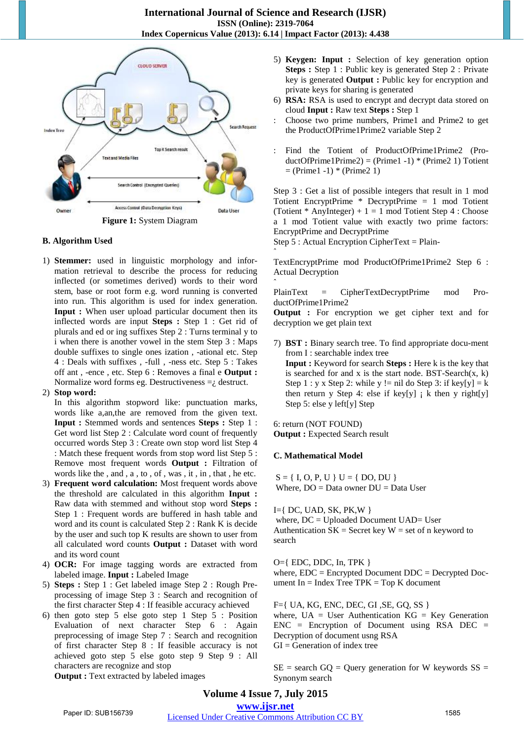Figure 1: System Diagram

### B. Algorithm Used

1) **Stemmer:** used in linguistic morphology and information retrieval to describe the process for reducing inflected (or sometimes derived) words to their word stem, base or root form e.g. word running is converted into run. This algorithm is used for index generation. **Input :** When user upload particular document then its inflected words are input **Steps :** Step 1 : Get rid of plurals and ed or ing suffixes Step 2 : Turns terminal y to i when there is another vowel in the stem Step 3 : Maps double suffixes to single ones ization , -ational etc. Step 4 : Deals with suffixes , -full , -ness etc. Step 5 : Takes off ant , -ence , etc. Step 6 : Removes a final e **Output :** Normalize word forms eg. Destructiveness =¿ destruct.
2) **Stop word:**
   In this algorithm stopword like: punctuation marks, words like a,an,the are removed from the given text. **Input :** Stemmed words and sentences **Steps :** Step 1 : Get word list Step 2 : Calculate word count of frequently occurred words Step 3 : Create own stop word list Step 4 : Match these frequent words from stop word list Step 5 : Remove most frequent words **Output :** Filtration of words like the , and , a , to , of , was , it , in , that , he etc.
3) **Frequent word calculation:** Most frequent words above the threshold are calculated in this algorithm **Input :** Raw data with stemmed and without stop word **Steps :** Step 1 : Frequent words are buffered in hash table and word and its count is calculated Step 2 : Rank K is decide by the user and such top K results are shown to user from all calculated word counts **Output :** Dataset with word and its word count
4) **OCR:** For image tagging words are extracted from labeled image. **Input :** Labeled Image
5) **Steps :** Step 1 : Get labeled image Step 2 : Rough Preprocessing of image Step 3 : Search and recognition of the first character Step 4 : If feasible accuracy achieved
6) then goto step 5 else goto step 1 Step 5 : Position Evaluation of next character Step 6 : Again preprocessing of image Step 7 : Search and recognition of first character Step 8 : If feasible accuracy is not achieved goto step 5 else goto step 9 Step 9 : All characters are recognize and stop
   **Output :** Text extracted by labeled images
5) **Keygen: Input :** Selection of key generation option **Steps :** Step 1 : Public key is generated Step 2 : Private key is generated **Output :** Public key for encryption and private keys for sharing is generated
6) **RSA:** RSA is used to encrypt and decrypt data stored on cloud **Input :** Raw text **Steps :** Step 1
   : Choose two prime numbers, Prime1 and Prime2 to get the ProductOfPrime1Prime2 variable Step 2

   : Find the Totient of ProductOfPrime1Prime2 (ProductOfPrime1Prime2) = (Prime1 -1) * (Prime2 1) Totient = (Prime1 -1) * (Prime2 1)

Step 3 : Get a list of possible integers that result in 1 mod Totient EncryptPrime * DecryptPrime = 1 mod Totient (Totient * AnyInteger) + 1 = 1 mod Totient Step 4 : Choose a 1 mod Totient value with exactly two prime factors: EncryptPrime and DecryptPrime
Step 5 : Actual Encryption CipherText = Plain-
ˆ
TextEncryptPrime mod ProductOfPrime1Prime2 Step 6 : Actual Decryption
ˆ
PlainText = CipherTextDecryptPrime mod ProductOfPrime1Prime2
**Output :** For encryption we get cipher text and for decryption we get plain text

7) **BST :** Binary search tree. To find appropriate docu-ment from I : searchable index tree
   **Input :** Keyword for search **Steps :** Here k is the key that is searched for and x is the start node. BST-Search(x, k) Step 1 : y x Step 2: while y != nil do Step 3: if key[y] = k then return y Step 4: else if key[y] ¡ k then y right[y] Step 5: else y left[y] Step

6: return (NOT FOUND)
**Output :** Expected Search result

### C. Mathematical Model

S = { I, O, P, U } U = { DO, DU }
Where, DO = Data owner DU = Data User

I={ DC, UAD, SK, PK,W }
where, DC = Uploaded Document UAD= User Authentication SK = Secret key W = set of n keyword to search

O={ EDC, DDC, In, TPK }
where, EDC = Encrypted Document DDC = Decrypted Document In = Index Tree TPK = Top K document

F={ UA, KG, ENC, DEC, GI ,SE, GQ, SS }
where, UA = User Authentication KG = Key Generation ENC = Encryption of Document using RSA DEC = Decryption of document usng RSA
GI = Generation of index tree

SE = search GQ = Query generation for W keywords SS = Synonym search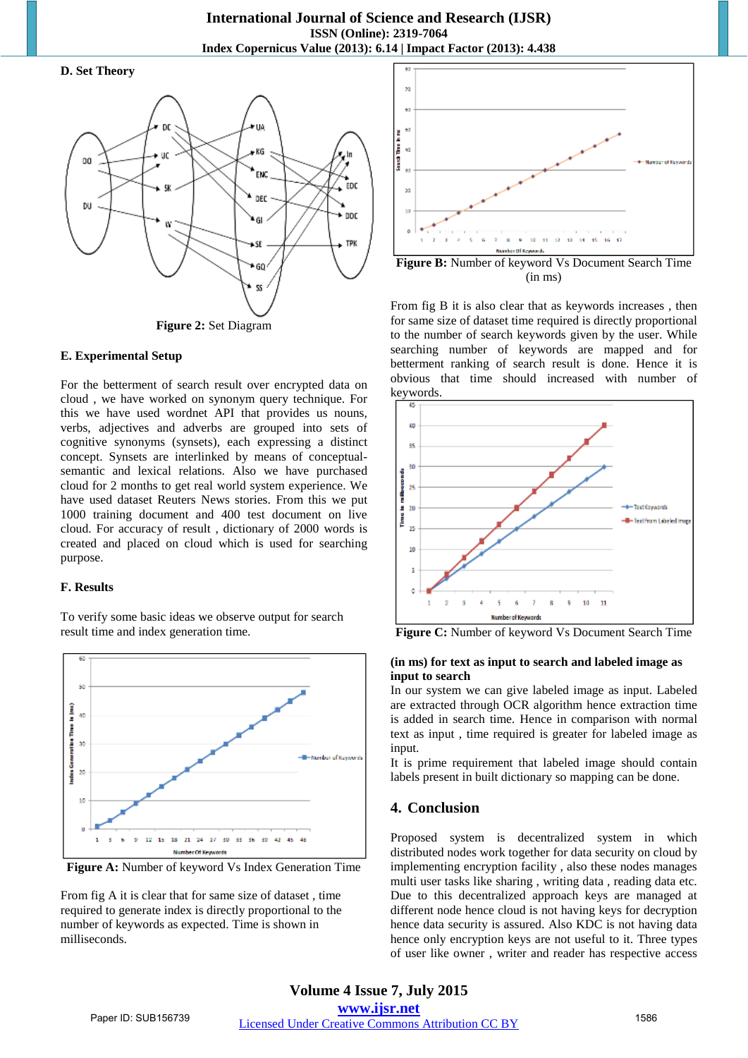### D. Set Theory

**Figure 2:** Set Diagram

### E. Experimental Setup

For the betterment of search result over encrypted data on cloud , we have worked on synonym query technique. For this we have used wordnet API that provides us nouns, verbs, adjectives and adverbs are grouped into sets of cognitive synonyms (synsets), each expressing a distinct concept. Synsets are interlinked by means of conceptual-semantic and lexical relations. Also we have purchased cloud for 2 months to get real world system experience. We have used dataset Reuters News stories. From this we have put 1000 training document and 400 test document on live cloud. For accuracy of result , dictionary of 2000 words is created and placed on cloud which is used for searching purpose.

### F. Results

To verify some basic ideas we observe output for search result time and index generation time.

**Figure A:** Number of keyword Vs Index Generation Time

From fig A it is clear that for same size of dataset , time required to generate index is directly proportional to the number of keywords as expected. Time is shown in milliseconds.

**Figure B:** Number of keyword Vs Document Search Time (in ms)

From fig B it is also clear that as keywords increases , then for same size of dataset time required is directly proportional to the number of search keywords given by the user. While searching number of keywords are mapped and for betterment ranking of search result is done. Hence it is obvious that time should increased with number of keywords.

**Figure C:** Number of keyword Vs Document Search Time **(in ms) for text as input to search and labeled image as input to search**

In our system we can give labeled image as input. Labeled are extracted through OCR algorithm hence extraction time is added in search time. Hence in comparison with normal text as input , time required is greater for labeled image as input.

It is prime requirement that labeled image should contain labels present in built dictionary so mapping can be done.

## 4. Conclusion

Proposed system is decentralized system in which distributed nodes work together for data security on cloud by implementing encryption facility , also these nodes manages multi user tasks like sharing , writing data , reading data etc. Due to this decentralized approach keys are managed at different node hence cloud is not having keys for decryption hence data security is assured. Also KDC is not having data hence only encryption keys are not useful to it. Three types of user like owner , writer and reader has respective access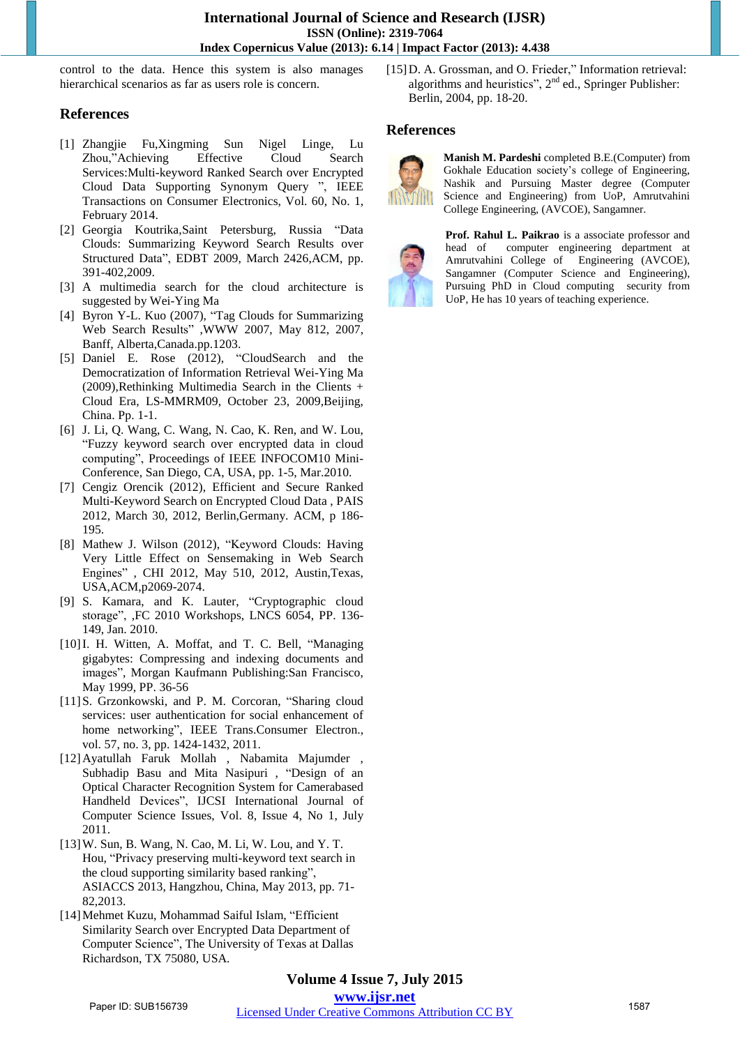control to the data. Hence this system is also manages hierarchical scenarios as far as users role is concern.

## References

[1] Zhangjie Fu,Xingming Sun Nigel Linge, Lu Zhou,"Achieving Effective Cloud Search Services:Multi-keyword Ranked Search over Encrypted Cloud Data Supporting Synonym Query ", IEEE Transactions on Consumer Electronics, Vol. 60, No. 1, February 2014.

[2] Georgia Koutrika,Saint Petersburg, Russia "Data Clouds: Summarizing Keyword Search Results over Structured Data", EDBT 2009, March 2426,ACM, pp. 391-402,2009.

[3] A multimedia search for the cloud architecture is suggested by Wei-Ying Ma

[4] Byron Y-L. Kuo (2007), "Tag Clouds for Summarizing Web Search Results" ,WWW 2007, May 812, 2007, Banff, Alberta,Canada.pp.1203.

[5] Daniel E. Rose (2012), "CloudSearch and the Democratization of Information Retrieval Wei-Ying Ma (2009),Rethinking Multimedia Search in the Clients + Cloud Era, LS-MMRM09, October 23, 2009,Beijing, China. Pp. 1-1.

[6] J. Li, Q. Wang, C. Wang, N. Cao, K. Ren, and W. Lou, "Fuzzy keyword search over encrypted data in cloud computing", Proceedings of IEEE INFOCOM10 Mini-Conference, San Diego, CA, USA, pp. 1-5, Mar.2010.

[7] Cengiz Orencik (2012), Efficient and Secure Ranked Multi-Keyword Search on Encrypted Cloud Data , PAIS 2012, March 30, 2012, Berlin,Germany. ACM, p 186-195.

[8] Mathew J. Wilson (2012), "Keyword Clouds: Having Very Little Effect on Sensemaking in Web Search Engines" , CHI 2012, May 510, 2012, Austin,Texas, USA,ACM,p2069-2074.

[9] S. Kamara, and K. Lauter, "Cryptographic cloud storage", ,FC 2010 Workshops, LNCS 6054, PP. 136-149, Jan. 2010.

[10] I. H. Witten, A. Moffat, and T. C. Bell, "Managing gigabytes: Compressing and indexing documents and images", Morgan Kaufmann Publishing:San Francisco, May 1999, PP. 36-56

[11] S. Grzonkowski, and P. M. Corcoran, "Sharing cloud services: user authentication for social enhancement of home networking", IEEE Trans.Consumer Electron., vol. 57, no. 3, pp. 1424-1432, 2011.

[12] Ayatullah Faruk Mollah , Nabamita Majumder , Subhadip Basu and Mita Nasipuri , "Design of an Optical Character Recognition System for Camerabased Handheld Devices", IJCSI International Journal of Computer Science Issues, Vol. 8, Issue 4, No 1, July 2011.

[13] W. Sun, B. Wang, N. Cao, M. Li, W. Lou, and Y. T. Hou, "Privacy preserving multi-keyword text search in the cloud supporting similarity based ranking", ASIACCS 2013, Hangzhou, China, May 2013, pp. 71-82,2013.

[14] Mehmet Kuzu, Mohammad Saiful Islam, "Efficient Similarity Search over Encrypted Data Department of Computer Science", The University of Texas at Dallas Richardson, TX 75080, USA.

[15] D. A. Grossman, and O. Frieder," Information retrieval: algorithms and heuristics", 2nd ed., Springer Publisher: Berlin, 2004, pp. 18-20.

## References

**Manish M. Pardeshi** completed B.E.(Computer) from Gokhale Education society's college of Engineering, Nashik and Pursuing Master degree (Computer Science and Engineering) from UoP, Amrutvahini College Engineering, (AVCOE), Sangamner.

**Prof. Rahul L. Paikrao** is a associate professor and head of computer engineering department at Amrutvahini College of Engineering (AVCOE), Sangamner (Computer Science and Engineering), Pursuing PhD in Cloud computing security from UoP, He has 10 years of teaching experience.